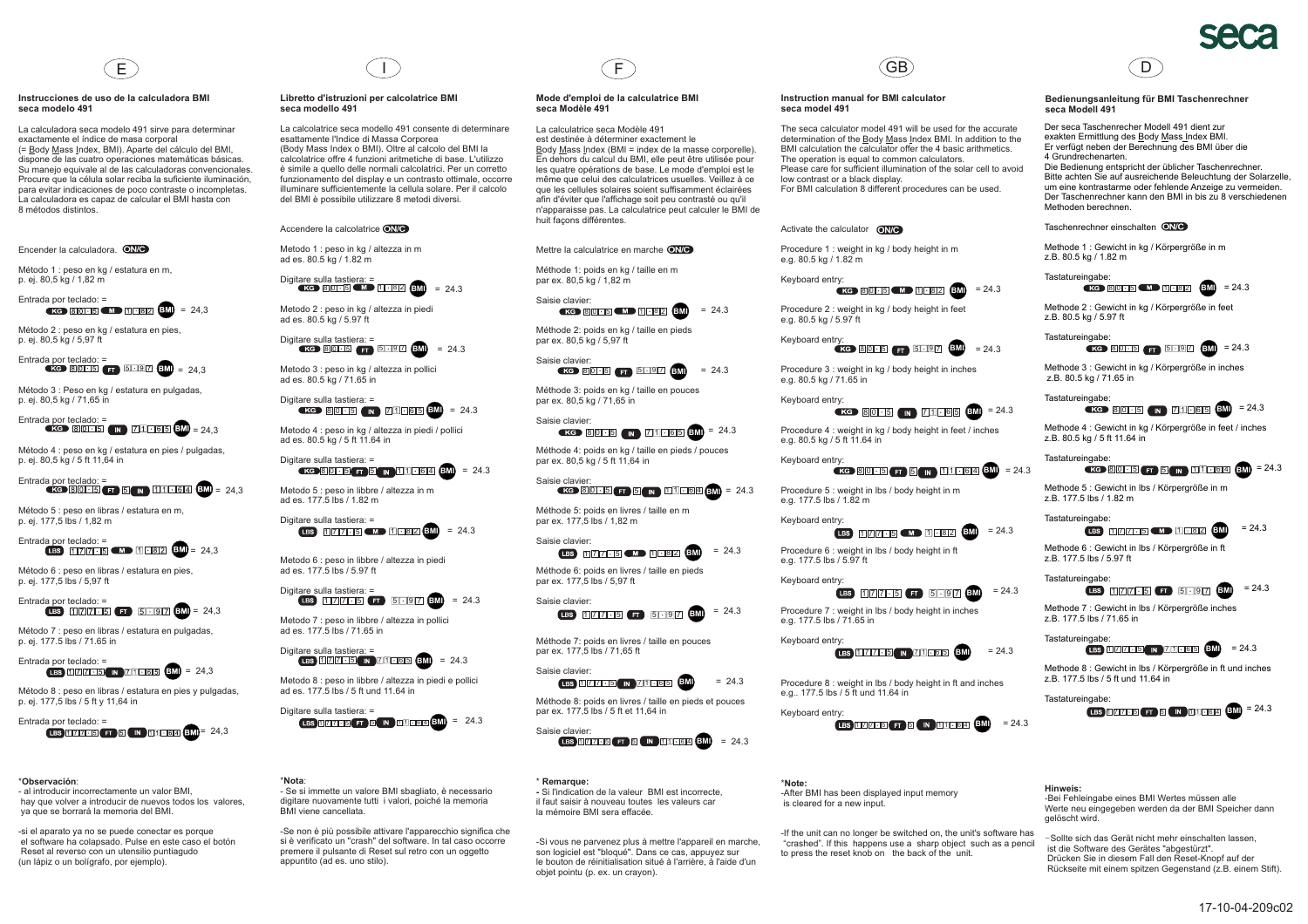seca

# E

## Instrucciones de uso de la calculadora BMI seca modelo 491

La calculadora seca modelo 491 sirve para determinar exactamente el índice de masa corporal (= Body Mass Index, BMI). Aparte del cálculo del BMI, dispone de las cuatro operaciones matemáticas básicas. Su manejo equivale al de las calculadoras convencionales. Procure que la célula solar reciba la suficiente iluminación, para evitar indicaciones de poco contraste o incompletas. La calculadora es capaz de calcular el BMI hasta con 8 métodos distintos.

Encender la calculadora. ON/C

Método 1 : peso en kg / estatura en m, p. ej. 80,5 kg / 1,82 m

Entrada por teclado: = KG 8 0 . 5 M 1 . 8 2 BMI = 24,3

Método 2 : peso en kg / estatura en pies, p. ej. 80,5 kg / 5,97 ft

Entrada por teclado: = KG 8 0 . 5 FT 5 . 9 7 BMI = 24,3

Método 3 : Peso en kg / estatura en pulgadas, p. ej. 80,5 kg / 71,65 in

Entrada por teclado: = KG 8 0 . 5 IN 7 1 . 6 5 BMI = 24,3

Método 4 : peso en kg / estatura en pies / pulgadas, p. ej. 80,5 kg / 5 ft 11,64 in

Entrada por teclado: = KG 8 0 . 5 FT 5 IN 1 1 . 6 4 BMI = 24,3

Método 5 : peso en libras / estatura en m, p. ej. 177,5 lbs / 1,82 m

Entrada por teclado: = LBS 1 7 7 . 5 M 1 . 8 2 BMI = 24,3

Método 6 : peso en libras / estatura en pies, p. ej. 177,5 lbs / 5,97 ft

Entrada por teclado: = LBS 1 7 7 . 5 FT 5 . 9 7 BMI = 24,3

Método 7 : peso en libras / estatura en pulgadas, p. ej. 177.5 lbs / 71.65 in

Entrada por teclado: = LBS 1 7 7 . 5 IN 7 1 . 6 5 BMI = 24,3

Método 8 : peso en libras / estatura en pies y pulgadas, p. ej. 177,5 lbs / 5 ft y 11,64 in

Entrada por teclado: = LBS 1 7 7 . 5 FT 5 IN 1 1 . 6 4 BMI = 24,3

*Observación:
- al introducir incorrectamente un valor BMI, hay que volver a introducir de nuevos todos los valores, ya que se borrará la memoria del BMI.

-si el aparato ya no se puede conectar es porque el software ha colapsado. Pulse en este caso el botón Reset al reverso con un utensilio puntiagudo (un lápiz o un bolígrafo, por ejemplo).

# I

## Libretto d'istruzioni per calcolatrice BMI seca modello 491

La calcolatrice seca modello 491 consente di determinare esattamente l'Indice di Massa Corporea (Body Mass Index o BMI). Oltre al calcolo del BMI la calcolatrice offre 4 funzioni aritmetiche di base. L'utilizzo è simile a quello delle normali calcolatrici. Per un corretto funzionamento del display e un contrasto ottimale, occorre illuminare sufficientemente la cellula solare. Per il calcolo del BMI è possibile utilizzare 8 metodi diversi.

Accendere la calcolatrice ON/C

Metodo 1 : peso in kg / altezza in m ad es. 80.5 kg / 1.82 m

Digitare sulla tastiera: = KG 8 0 . 5 M 1 . 8 2 BMI = 24.3

Metodo 2 : peso in kg / altezza in piedi ad es. 80.5 kg / 5.97 ft

Digitare sulla tastiera: = KG 8 0 . 5 FT 5 . 9 7 BMI = 24.3

Metodo 3 : peso in kg / altezza in pollici ad es. 80.5 kg / 71.65 in

Digitare sulla tastiera: = KG 8 0 . 5 IN 7 1 . 6 5 BMI = 24.3

Metodo 4 : peso in kg / altezza in piedi / pollici ad es. 80.5 kg / 5 ft 11.64 in

Digitare sulla tastiera: = KG 8 0 . 5 FT 5 IN 1 1 . 6 4 BMI = 24.3

Metodo 5 : peso in libbre / altezza in m ad es. 177.5 lbs / 1.82 m

Digitare sulla tastiera: = LBS 1 7 7 . 5 M 1 . 8 2 BMI = 24.3

Metodo 6 : peso in libbre / altezza in piedi ad es. 177.5 lbs / 5.97 ft

Digitare sulla tastiera: = LBS 1 7 7 . 5 FT 5 . 9 7 BMI = 24.3

Metodo 7 : peso in libbre / altezza in pollici ad es. 177.5 lbs / 71.65 in

Digitare sulla tastiera: = LBS 1 7 7 . 5 IN 7 1 . 6 5 BMI = 24.3

Metodo 8 : peso in libbre / altezza in piedi e pollici ad es. 177.5 lbs / 5 ft und 11.64 in

Digitare sulla tastiera: = LBS 1 7 7 . 5 FT 5 IN 1 1 . 6 4 BMI = 24.3

*Nota:
- Se si immette un valore BMI sbagliato, è necessario digitare nuovamente tutti i valori, poiché la memoria BMI viene cancellata.

-Se non è più possibile attivare l'apparecchio significa che si è verificato un "crash" del software. In tal caso occorre premere il pulsante di Reset sul retro con un oggetto appuntito (ad es. uno stilo).

# F

## Mode d'emploi de la calculatrice BMI seca Modèle 491

La calculatrice seca Modèle 491 est destinée à déterminer exactement le Body Mass Index (BMI = index de la masse corporelle). En dehors du calcul du BMI, elle peut être utilisée pour les quatre opérations de base. Le mode d'emploi est le même que celui des calculatrices usuelles. Veillez à ce que les cellules solaires soient suffisamment éclairées afin d'éviter que l'affichage soit peu contrasté ou qu'il n'apparaisse pas. La calculatrice peut calculer le BMI de huit façons différentes.

Mettre la calculatrice en marche ON/C

Méthode 1: poids en kg / taille en m par ex. 80,5 kg / 1,82 m

Saisie clavier: KG 8 0 . 5 M 1 . 8 2 BMI = 24.3

Méthode 2: poids en kg / taille en pieds par ex. 80,5 kg / 5,97 ft

Saisie clavier: KG 8 0 . 5 FT 5 . 9 7 BMI = 24.3

Méthode 3: poids en kg / taille en pouces par ex. 80,5 kg / 71,65 in

Saisie clavier: KG 8 0 . 5 IN 7 1 . 6 5 BMI = 24.3

Méthode 4: poids en kg / taille en pieds / pouces par ex. 80,5 kg / 5 ft 11,64 in

Saisie clavier: KG 8 0 . 5 FT 5 IN 1 1 . 6 4 BMI = 24.3

Méthode 5: poids en livres / taille en m par ex. 177,5 lbs / 1,82 m

Saisie clavier: LBS 1 7 7 . 5 M 1 . 8 2 BMI = 24.3

Méthode 6: poids en livres / taille en pieds par ex. 177,5 lbs / 5,97 ft

Saisie clavier: LBS 1 7 7 . 5 FT 5 . 9 7 BMI = 24.3

Méthode 7: poids en livres / taille en pouces par ex. 177,5 lbs / 71,65 ft

Saisie clavier: LBS 1 7 7 . 5 IN 7 1 . 6 5 BMI = 24.3

Méthode 8: poids en livres / taille en pieds et pouces par ex. 177,5 lbs / 5 ft et 11,64 in

Saisie clavier: LBS 1 7 7 . 5 FT 5 IN 1 1 . 6 4 BMI = 24.3

* Remarque:
- Si l'indication de la valeur BMI est incorrecte, il faut saisir à nouveau toutes les valeurs car la mémoire BMI sera effacée.

-Si vous ne parvenez plus à mettre l'appareil en marche, son logiciel est "bloqué". Dans ce cas, appuyez sur le bouton de réinitialisation situé à l'arrière, à l'aide d'un objet pointu (p. ex. un crayon).

# GB

## Instruction manual for BMI calculator seca model 491

The seca calculator model 491 will be used for the accurate determination of the Body Mass Index BMI. In addition to the BMI calculation the calculator offer the 4 basic arithmetics. The operation is equal to common calculators. Please care for sufficient illumination of the solar cell to avoid low contrast or a black display. For BMI calculation 8 different procedures can be used.

Activate the calculator ON/C

Procedure 1 : weight in kg / body height in m e.g. 80.5 kg / 1.82 m

Keyboard entry: KG 8 0 . 5 M 1 . 8 2 BMI = 24.3

Procedure 2 : weight in kg / body height in feet e.g. 80.5 kg / 5.97 ft

Keyboard entry: KG 8 0 . 5 FT 5 . 9 7 BMI = 24.3

Procedure 3 : weight in kg / body height in inches e.g. 80.5 kg / 71.65 in

Keyboard entry: KG 8 0 . 5 IN 7 1 . 6 5 BMI = 24.3

Procedure 4 : weight in kg / body height in feet / inches e.g. 80.5 kg / 5 ft 11.64 in

Keyboard entry: KG 8 0 . 5 FT 5 IN 1 1 . 6 4 BMI = 24.3

Procedure 5 : weight in lbs / body height in m e.g. 177.5 lbs / 1.82 m

Keyboard entry: LBS 1 7 7 . 5 M 1 . 8 2 BMI = 24.3

Procedure 6 : weight in lbs / body height in ft e.g. 177.5 lbs / 5.97 ft

Keyboard entry: LBS 1 7 7 . 5 FT 5 . 9 7 BMI = 24.3

Procedure 7 : weight in lbs / body height in inches e.g. 177.5 lbs / 71.65 in

Keyboard entry: LBS 1 7 7 . 5 IN 7 1 . 6 5 BMI = 24.3

Procedure 8 : weight in lbs / body height in ft and inches e.g.. 177.5 lbs / 5 ft und 11.64 in

Keyboard entry: LBS 1 7 7 . 5 FT 5 IN 1 1 . 6 4 BMI = 24.3

*Note:
-After BMI has been displayed input memory is cleared for a new input.

-If the unit can no longer be switched on, the unit's software has "crashed". If this happens use a sharp object such as a pencil to press the reset knob on the back of the unit.

# D

## Bedienungsanleitung für BMI Taschenrechner seca Modell 491

Der seca Taschenrecher Modell 491 dient zur exakten Ermittlung des Body Mass Index BMI. Er verfügt neben der Berechnung des BMI über die 4 Grundrechenarten. Die Bedienung entspricht der üblicher Taschenrechner. Bitte achten Sie auf ausreichende Beleuchtung der Solarzelle, um eine kontrastarme oder fehlende Anzeige zu vermeiden. Der Taschenrechner kann den BMI in bis zu 8 verschiedenen Methoden berechnen.

Taschenrechner einschalten ON/C

Methode 1 : Gewicht in kg / Körpergröße in m z.B. 80.5 kg / 1.82 m

Tastatureingabe: KG 8 0 . 5 M 1 . 8 2 BMI = 24.3

Methode 2 : Gewicht in kg / Körpergröße in feet z.B. 80.5 kg / 5.97 ft

Tastatureingabe: KG 8 0 . 5 FT 5 . 9 7 BMI = 24.3

Methode 3 : Gewicht in kg / Körpergröße in inches z.B. 80.5 kg / 71.65 in

Tastatureingabe: KG 8 0 . 5 IN 7 1 . 6 5 BMI = 24.3

Methode 4 : Gewicht in kg / Körpergröße in feet / inches z.B. 80.5 kg / 5 ft 11.64 in

Tastatureingabe: KG 8 0 . 5 FT 5 IN 1 1 . 6 4 BMI = 24.3

Methode 5 : Gewicht in lbs / Körpergröße in m z.B. 177.5 lbs / 1.82 m

Tastatureingabe: LBS 1 7 7 . 5 M 1 . 8 2 BMI = 24.3

Methode 6 : Gewicht in lbs / Körpergröße in ft z.B. 177.5 lbs / 5.97 ft

Tastatureingabe: LBS 1 7 7 . 5 FT 5 . 9 7 BMI = 24.3

Methode 7 : Gewicht in lbs / Körpergröße inches z.B. 177.5 lbs / 71.65 in

Tastatureingabe: LBS 1 7 7 . 5 IN 7 1 . 6 5 BMI = 24.3

Methode 8 : Gewicht in lbs / Körpergröße in ft und inches z.B. 177.5 lbs / 5 ft und 11.64 in

Tastatureingabe: LBS 1 7 7 . 5 FT 5 IN 1 1 . 6 4 BMI = 24.3

**Hinweis:**
-Bei Fehleingabe eines BMI Wertes müssen alle Werte neu eingegeben werden da der BMI Speicher dann gelöscht wird.

-Sollte sich das Gerät nicht mehr einschalten lassen, ist die Software des Gerätes "abgestürzt". Drücken Sie in diesem Fall den Reset-Knopf auf der Rückseite mit einem spitzen Gegenstand (z.B. einem Stift).

17-10-04-209c02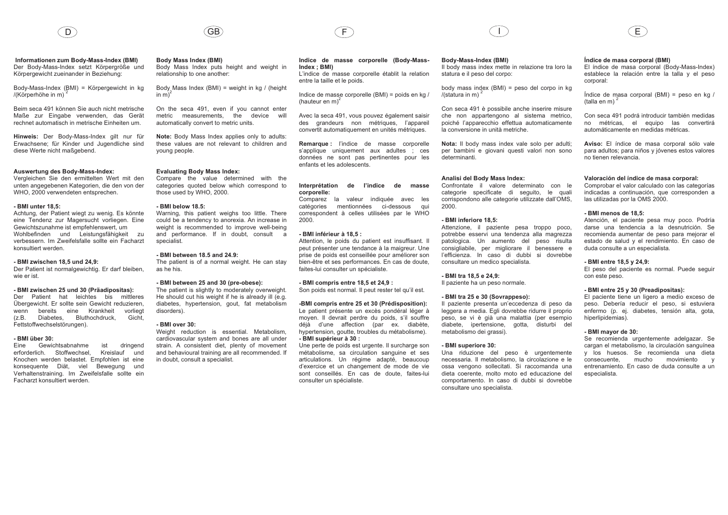D

**Informationen zum Body-Mass-Index (BMI)**
Der Body-Mass-Index setzt Körpergröße und Körpergewicht zueinander in Beziehung:

Body-Mass-Index (BMI) = Körpergewicht in kg /(Körperhöhe in m) $^2$

Beim seca 491 können Sie auch nicht metrische Maße zur Eingabe verwenden, das Gerät rechnet automatisch in metrische Einheiten um.

**Hinweis:** Der Body-Mass-Index gilt nur für Erwachsene; für Kinder und Jugendliche sind diese Werte nicht maßgebend.

**Auswertung des Body-Mass-Index:**
Vergleichen Sie den ermittelten Wert mit den unten angegebenen Kategorien, die den von der WHO, 2000 verwendeten entsprechen.

**- BMI unter 18,5:**
Achtung, der Patient wiegt zu wenig. Es könnte eine Tendenz zur Magersucht vorliegen. Eine Gewichtszunahme ist empfehlenswert, um Wohlbefinden und Leistungsfähigkeit zu verbessern. Im Zweifelsfalle sollte ein Facharzt konsultiert werden.

**- BMI zwischen 18,5 und 24,9:**
Der Patient ist normalgewichtig. Er darf bleiben, wie er ist.

**- BMI zwischen 25 und 30 (Präadipositas):**
Der Patient hat leichtes bis mittleres Übergewicht. Er sollte sein Gewicht reduzieren, wenn bereits eine Krankheit vorliegt (z.B. Diabetes, Bluthochdruck, Gicht, Fettstoffwechselstörungen).

**- BMI über 30:**
Eine Gewichtsabnahme ist dringend erforderlich. Stoffwechsel, Kreislauf und Knochen werden belastet. Empfohlen ist eine konsequente Diät, viel Bewegung und Verhaltenstraining. Im Zweifelsfalle sollte ein Facharzt konsultiert werden.

GB

**Body Mass Index (BMI)**
Body Mass Index puts height and weight in relationship to one another:

Body Mass Index (BMI) = weight in kg / (height in m) $^2$

On the seca 491, even if you cannot enter metric measurements, the device will automatically convert to metric units.

**Note:** Body Mass Index applies only to adults: these values are not relevant to children and young people.

**Evaluating Body Mass Index:**
Compare the value determined with the categories quoted below which correspond to those used by WHO, 2000.

**- BMI below 18.5:**
Warning, this patient weighs too little. There could be a tendency to anorexia. An increase in weight is recommended to improve well-being and performance. If in doubt, consult a specialist.

**- BMI between 18.5 and 24.9:**
The patient is of a normal weight. He can stay as he his.

**- BMI between 25 and 30 (pre-obese):**
The patient is slightly to moderately overweight. He should cut his weight if he is already ill (e.g. diabetes, hypertension, gout, fat metabolism disorders).

**- BMI over 30:**
Weight reduction is essential. Metabolism, cardiovascular system and bones are all under strain. A consistent diet, plenty of movement and behavioural training are all recommended. If in doubt, consult a specialist.

F

**Indice de masse corporelle (Body-Mass-Index ; BMI)**
L'indice de masse corporelle établit la relation entre la taille et le poids.

Indice de masse corporelle (BMI) = poids en kg / (hauteur en m) $^2$

Avec la seca 491, vous pouvez également saisir des grandeurs non métriques, l'appareil convertit automatiquement en unités métriques.

**Remarque :** l'indice de masse corporelle s'applique uniquement aux adultes ; ces données ne sont pas pertinentes pour les enfants et les adolescents.

**Interprétation de l'indice de masse corporelle:**
Comparez la valeur indiquée avec les catégories mentionnées ci-dessous qui correspondent à celles utilisées par le WHO 2000.

**- BMI inférieur à 18,5 :**
Attention, le poids du patient est insuffisant. Il peut présenter une tendance à la maigreur. Une prise de poids est conseillée pour améliorer son bien-être et ses performances. En cas de doute, faites-lui consulter un spécialiste.

**- BMI compris entre 18,5 et 24,9 :**
Son poids est normal. Il peut rester tel qu'il est.

**-BMI compris entre 25 et 30 (Prédisposition):**
Le patient présente un excès pondéral léger à moyen. Il devrait perdre du poids, s'il souffre déjà d'une affection (par ex. diabète, hypertension, goutte, troubles du métabolisme).

**- BMI supérieur à 30 :**
Une perte de poids est urgente. Il surcharge son métabolisme, sa circulation sanguine et ses articulations. Un régime adapté, beaucoup d'exercice et un changement de mode de vie sont conseillés. En cas de doute, faites-lui consulter un spécialiste.

I

**Body-Mass-Index (BMI)**
Il body mass index mette in relazione tra loro la statura e il peso del corpo:

body mass index (BMI) = peso del corpo in kg /(statura in m) $^2$

Con seca 491 è possibile anche inserire misure che non appartengono al sistema metrico, poiché l'apparecchio effettua automaticamente la conversione in unità metriche.

**Nota:** Il body mass index vale solo per adulti; per bambini e giovani questi valori non sono determinanti.

**Analisi del Body Mass Index:**
Confrontate il valore determinato con le categorie specificate di seguito, le quali corrispondono alle categorie utilizzate dall'OMS, 2000.

**- BMI inferiore 18,5:**
Attenzione, il paziente pesa troppo poco, potrebbe esservi una tendenza alla magrezza patologica. Un aumento del peso risulta consigliabile, per migliorare il benessere e l'efficienza. In caso di dubbi si dovrebbe consultare un medico specialista.

**- BMI tra 18,5 e 24,9:**
Il paziente ha un peso normale.

**- BMI tra 25 e 30 (Sovrappeso):**
Il paziente presenta un'eccedenza di peso da leggera a media. Egli dovrebbe ridurre il proprio peso, se vi è già una malattia (per esempio diabete, ipertensione, gotta, disturbi del metabolismo dei grassi).

**- BMI superiore 30:**
Una riduzione del peso è urgentemente necessaria. Il metabolismo, la circolazione e le ossa vengono sollecitati. Si raccomanda una dieta coerente, molto moto ed educazione del comportamento. In caso di dubbi si dovrebbe consultare uno specialista.

E

**Índice de masa corporal (BMI)**
El índice de masa corporal (Body-Mass-Index) establece la relación entre la talla y el peso corporal:

Índice de masa corporal (BMI) = peso en kg / (talla en m) $^2$

Con seca 491 podrá introducir también medidas no métricas, el equipo las convertirá automáticamente en medidas métricas.

**Aviso:** El índice de masa corporal sólo vale para adultos; para niños y jóvenes estos valores no tienen relevancia.

**Valoración del índice de masa corporal:**
Comprobar el valor calculado con las categorías indicadas a continuación, que corresponden a las utilizadas por la OMS 2000.

**- BMI menos de 18,5:**
Atención, el paciente pesa muy poco. Podría darse una tendencia a la desnutrición. Se recomienda aumentar de peso para mejorar el estado de salud y el rendimiento. En caso de duda consulte a un especialista.

**- BMI entre 18,5 y 24,9:**
El peso del paciente es normal. Puede seguir con este peso.

**- BMI entre 25 y 30 (Preadipositas):**
El paciente tiene un ligero a medio exceso de peso. Debería reducir el peso, si estuviera enfermo (p. ej. diabetes, tensión alta, gota, hiperlipidemias).

**- BMI mayor de 30:**
Se recomienda urgentemente adelgazar. Se cargan el metabolismo, la circulación sanguínea y los huesos. Se recomienda una dieta consecuente, mucho movimiento y entrenamiento. En caso de duda consulte a un especialista.